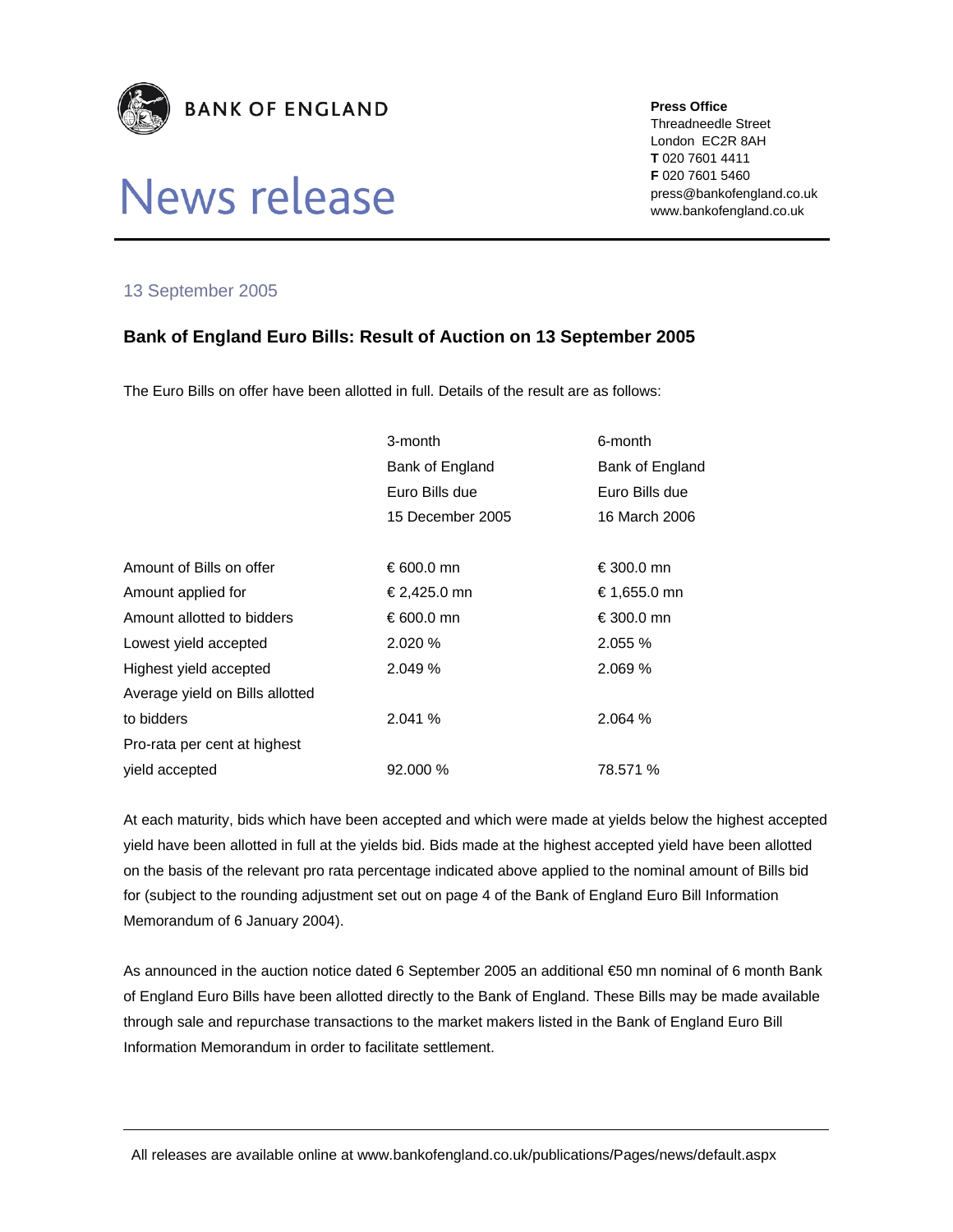BANK OF ENGLAND

# News release

**Press Office**
Threadneedle Street
London EC2R 8AH
**T** 020 7601 4411
**F** 020 7601 5460
press@bankofengland.co.uk
www.bankofengland.co.uk

13 September 2005

## Bank of England Euro Bills: Result of Auction on 13 September 2005

The Euro Bills on offer have been allotted in full. Details of the result are as follows:

| | 3-month Bank of England Euro Bills due 15 December 2005 | 6-month Bank of England Euro Bills due 16 March 2006 |
|---|---|---|
| Amount of Bills on offer | € 600.0 mn | € 300.0 mn |
| Amount applied for | € 2,425.0 mn | € 1,655.0 mn |
| Amount allotted to bidders | € 600.0 mn | € 300.0 mn |
| Lowest yield accepted | 2.020 % | 2.055 % |
| Highest yield accepted | 2.049 % | 2.069 % |
| Average yield on Bills allotted to bidders | 2.041 % | 2.064 % |
| Pro-rata per cent at highest yield accepted | 92.000 % | 78.571 % |

At each maturity, bids which have been accepted and which were made at yields below the highest accepted yield have been allotted in full at the yields bid. Bids made at the highest accepted yield have been allotted on the basis of the relevant pro rata percentage indicated above applied to the nominal amount of Bills bid for (subject to the rounding adjustment set out on page 4 of the Bank of England Euro Bill Information Memorandum of 6 January 2004).

As announced in the auction notice dated 6 September 2005 an additional €50 mn nominal of 6 month Bank of England Euro Bills have been allotted directly to the Bank of England. These Bills may be made available through sale and repurchase transactions to the market makers listed in the Bank of England Euro Bill Information Memorandum in order to facilitate settlement.

All releases are available online at www.bankofengland.co.uk/publications/Pages/news/default.aspx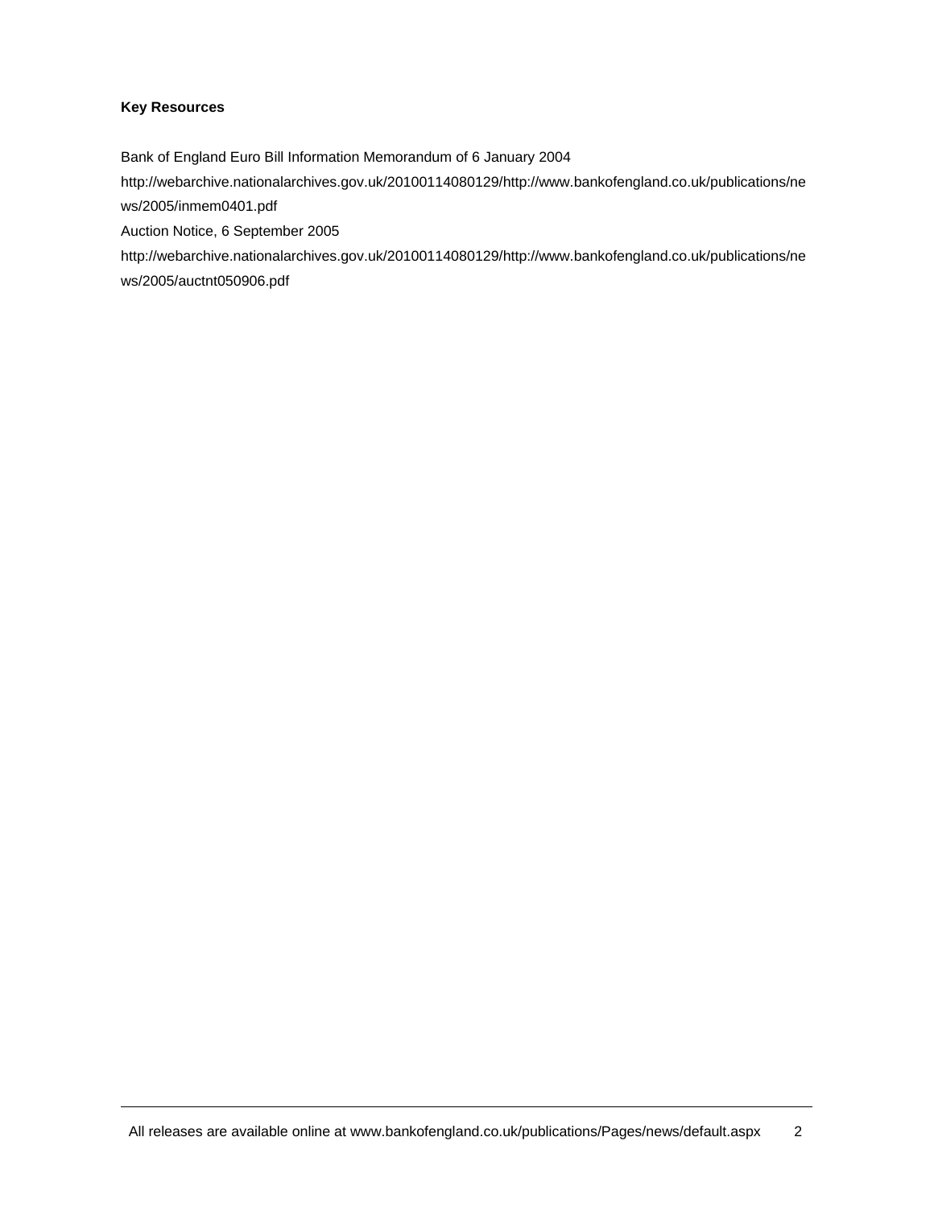**Key Resources**

Bank of England Euro Bill Information Memorandum of 6 January 2004

http://webarchive.nationalarchives.gov.uk/20100114080129/http://www.bankofengland.co.uk/publications/news/2005/inmem0401.pdf

Auction Notice, 6 September 2005

http://webarchive.nationalarchives.gov.uk/20100114080129/http://www.bankofengland.co.uk/publications/news/2005/auctnt050906.pdf